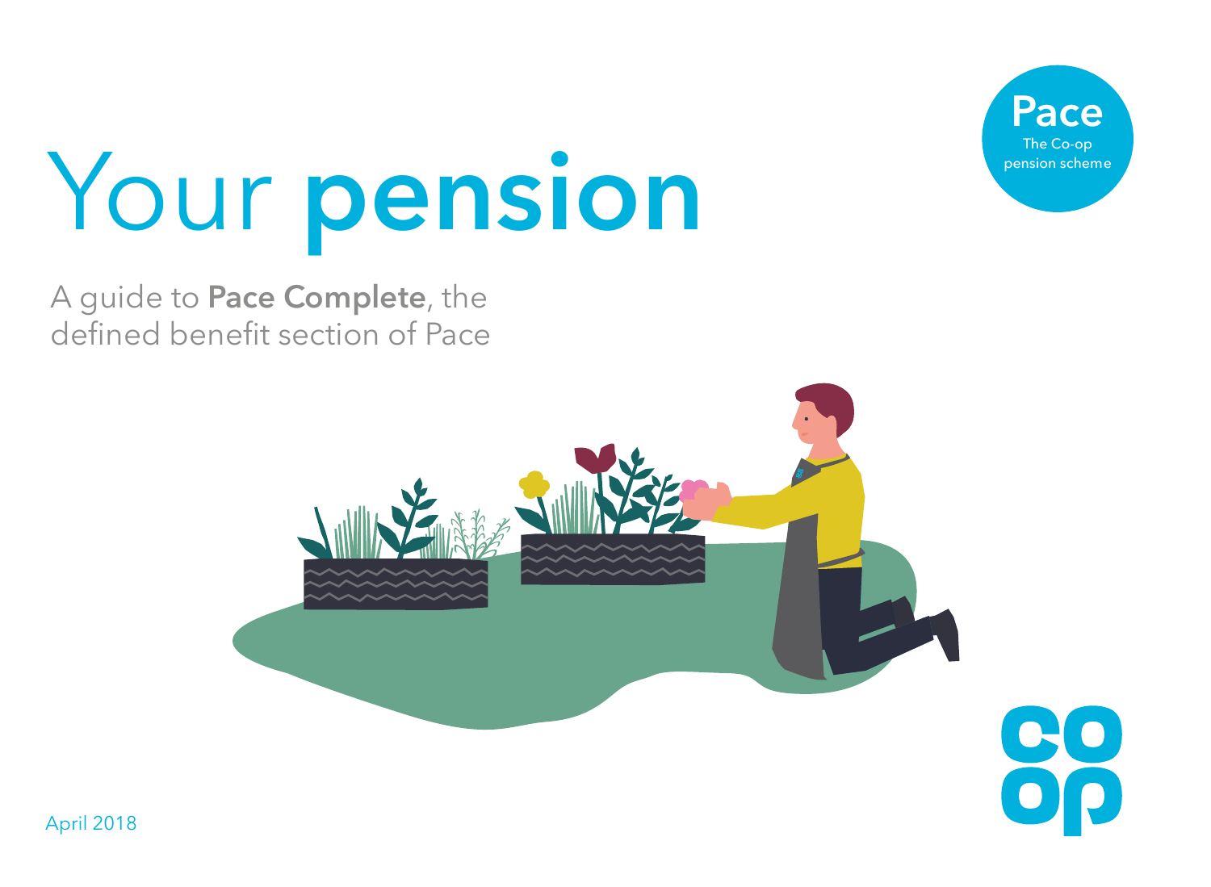# Your **pension**

A guide to **Pace Complete**, the defined benefit section of Pace

**Pace**
The Co-op pension scheme

April 2018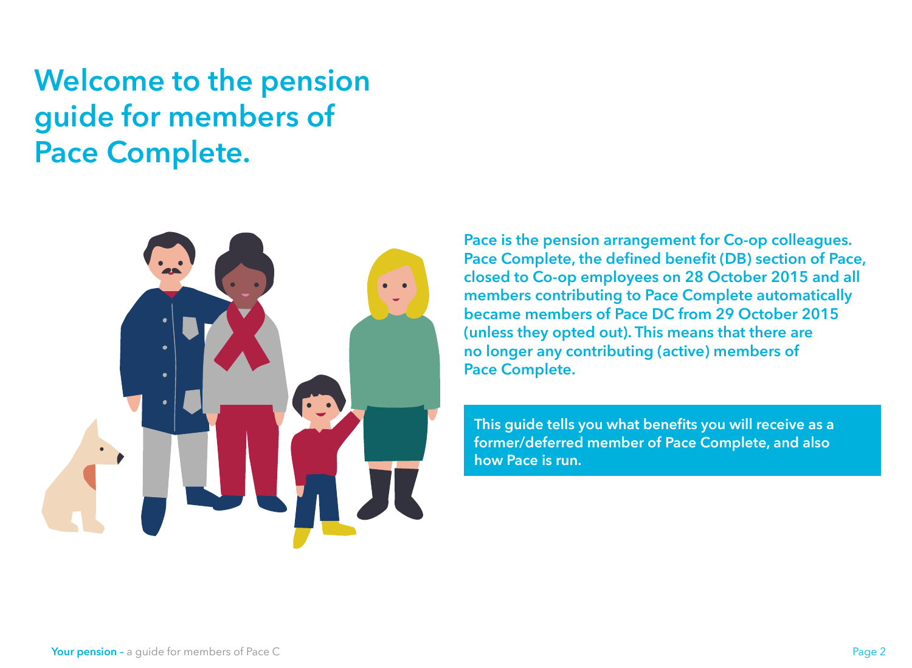# Welcome to the pension guide for members of Pace Complete.

**Pace is the pension arrangement for Co-op colleagues. Pace Complete, the defined benefit (DB) section of Pace, closed to Co-op employees on 28 October 2015 and all members contributing to Pace Complete automatically became members of Pace DC from 29 October 2015 (unless they opted out). This means that there are no longer any contributing (active) members of Pace Complete.**

**This guide tells you what benefits you will receive as a former/deferred member of Pace Complete, and also how Pace is run.**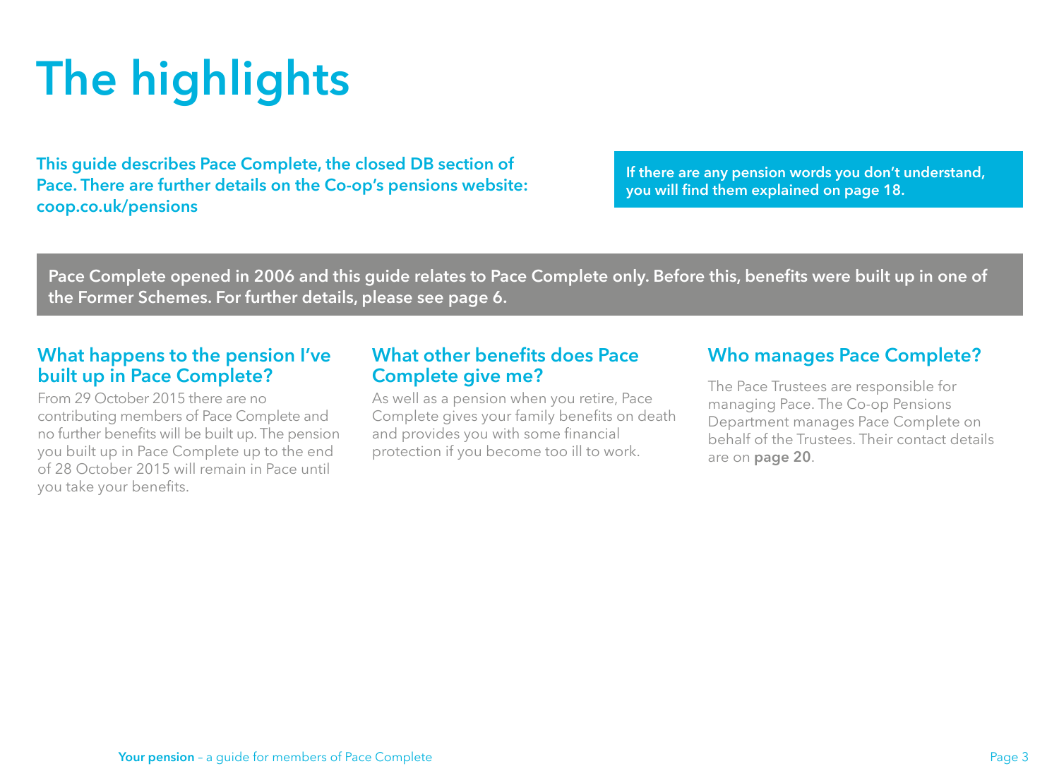# The highlights

**This guide describes Pace Complete, the closed DB section of Pace. There are further details on the Co-op's pensions website: coop.co.uk/pensions**

**If there are any pension words you don't understand, you will find them explained on page 18.**

**Pace Complete opened in 2006 and this guide relates to Pace Complete only. Before this, benefits were built up in one of the Former Schemes. For further details, please see page 6.**

## What happens to the pension I've built up in Pace Complete?

From 29 October 2015 there are no contributing members of Pace Complete and no further benefits will be built up. The pension you built up in Pace Complete up to the end of 28 October 2015 will remain in Pace until you take your benefits.

## What other benefits does Pace Complete give me?

As well as a pension when you retire, Pace Complete gives your family benefits on death and provides you with some financial protection if you become too ill to work.

## Who manages Pace Complete?

The Pace Trustees are responsible for managing Pace. The Co-op Pensions Department manages Pace Complete on behalf of the Trustees. Their contact details are on **page 20**.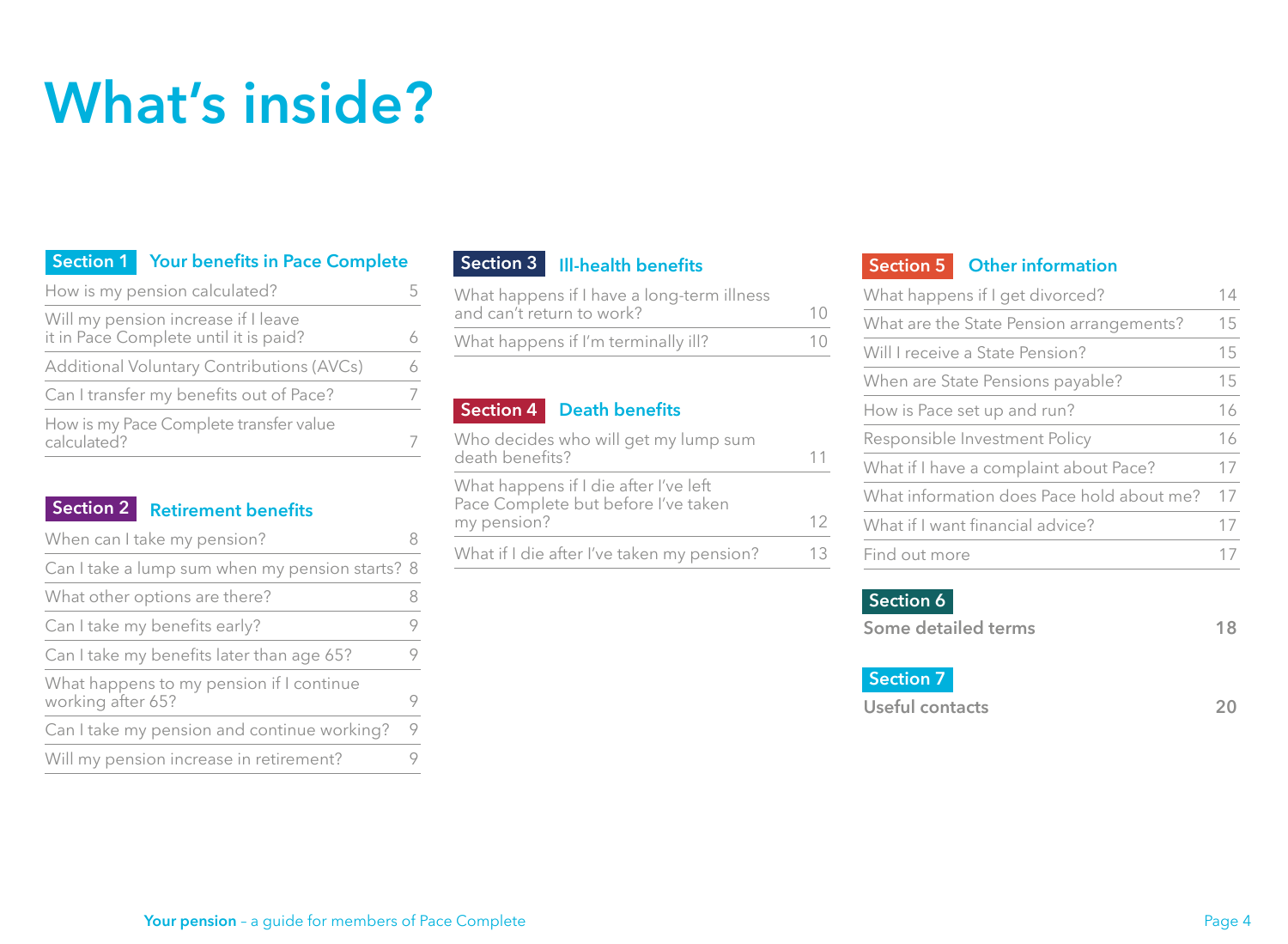# What's inside?

## Section 1 Your benefits in Pace Complete

| | |
|---|---|
| How is my pension calculated? | 5 |
| Will my pension increase if I leave it in Pace Complete until it is paid? | 6 |
| Additional Voluntary Contributions (AVCs) | 6 |
| Can I transfer my benefits out of Pace? | 7 |
| How is my Pace Complete transfer value calculated? | 7 |

## Section 2 Retirement benefits

| | |
|---|---|
| When can I take my pension? | 8 |
| Can I take a lump sum when my pension starts? | 8 |
| What other options are there? | 8 |
| Can I take my benefits early? | 9 |
| Can I take my benefits later than age 65? | 9 |
| What happens to my pension if I continue working after 65? | 9 |
| Can I take my pension and continue working? | 9 |
| Will my pension increase in retirement? | 9 |

## Section 3 Ill-health benefits

| | |
|---|---|
| What happens if I have a long-term illness and can't return to work? | 10 |
| What happens if I'm terminally ill? | 10 |

## Section 4 Death benefits

| | |
|---|---|
| Who decides who will get my lump sum death benefits? | 11 |
| What happens if I die after I've left Pace Complete but before I've taken my pension? | 12 |
| What if I die after I've taken my pension? | 13 |

## Section 5 Other information

| | |
|---|---|
| What happens if I get divorced? | 14 |
| What are the State Pension arrangements? | 15 |
| Will I receive a State Pension? | 15 |
| When are State Pensions payable? | 15 |
| How is Pace set up and run? | 16 |
| Responsible Investment Policy | 16 |
| What if I have a complaint about Pace? | 17 |
| What information does Pace hold about me? | 17 |
| What if I want financial advice? | 17 |
| Find out more | 17 |

## Section 6

**Some detailed terms** 18

## Section 7

**Useful contacts** 20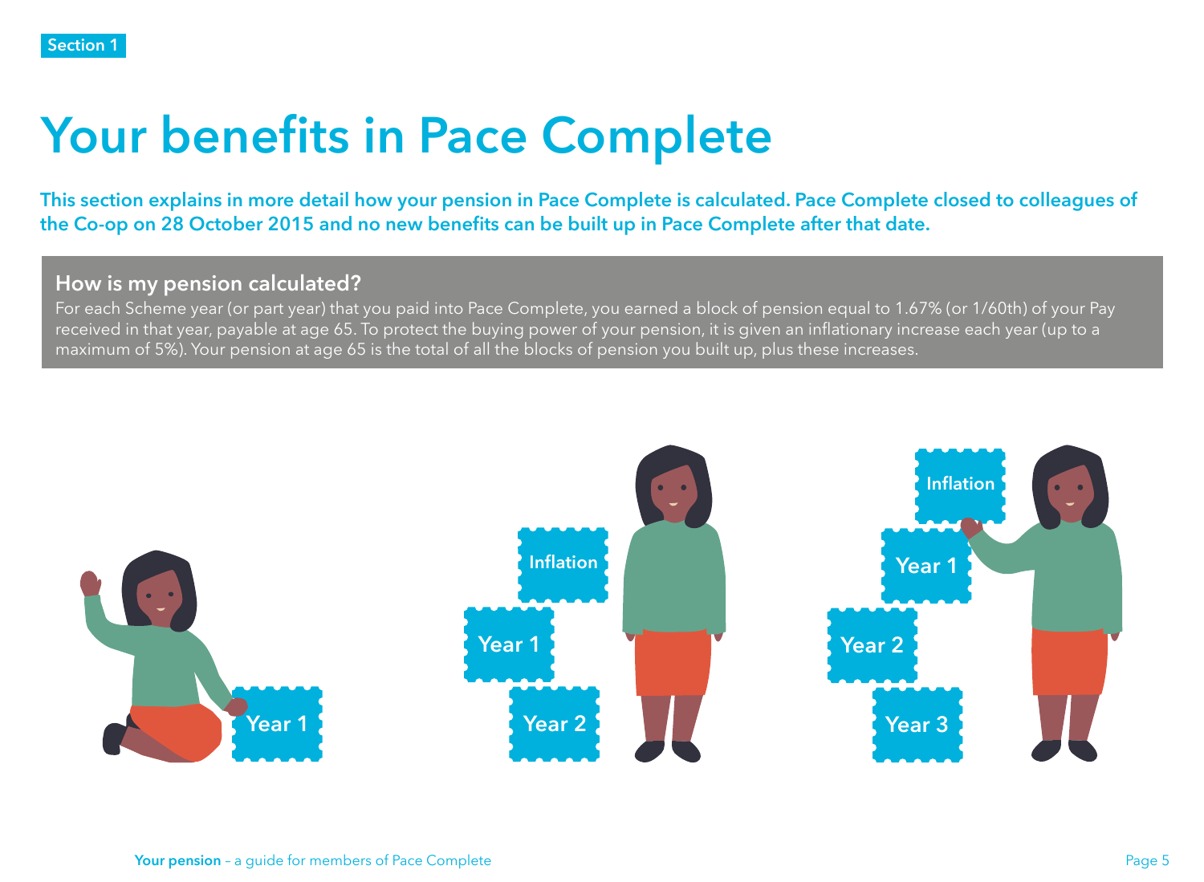Section 1

# Your benefits in Pace Complete

**This section explains in more detail how your pension in Pace Complete is calculated. Pace Complete closed to colleagues of the Co-op on 28 October 2015 and no new benefits can be built up in Pace Complete after that date.**

### How is my pension calculated?

For each Scheme year (or part year) that you paid into Pace Complete, you earned a block of pension equal to 1.67% (or 1/60th) of your Pay received in that year, payable at age 65. To protect the buying power of your pension, it is given an inflationary increase each year (up to a maximum of 5%). Your pension at age 65 is the total of all the blocks of pension you built up, plus these increases.

Year 1

Inflation

Year 1

Year 2

Inflation

Year 1

Year 2

Year 3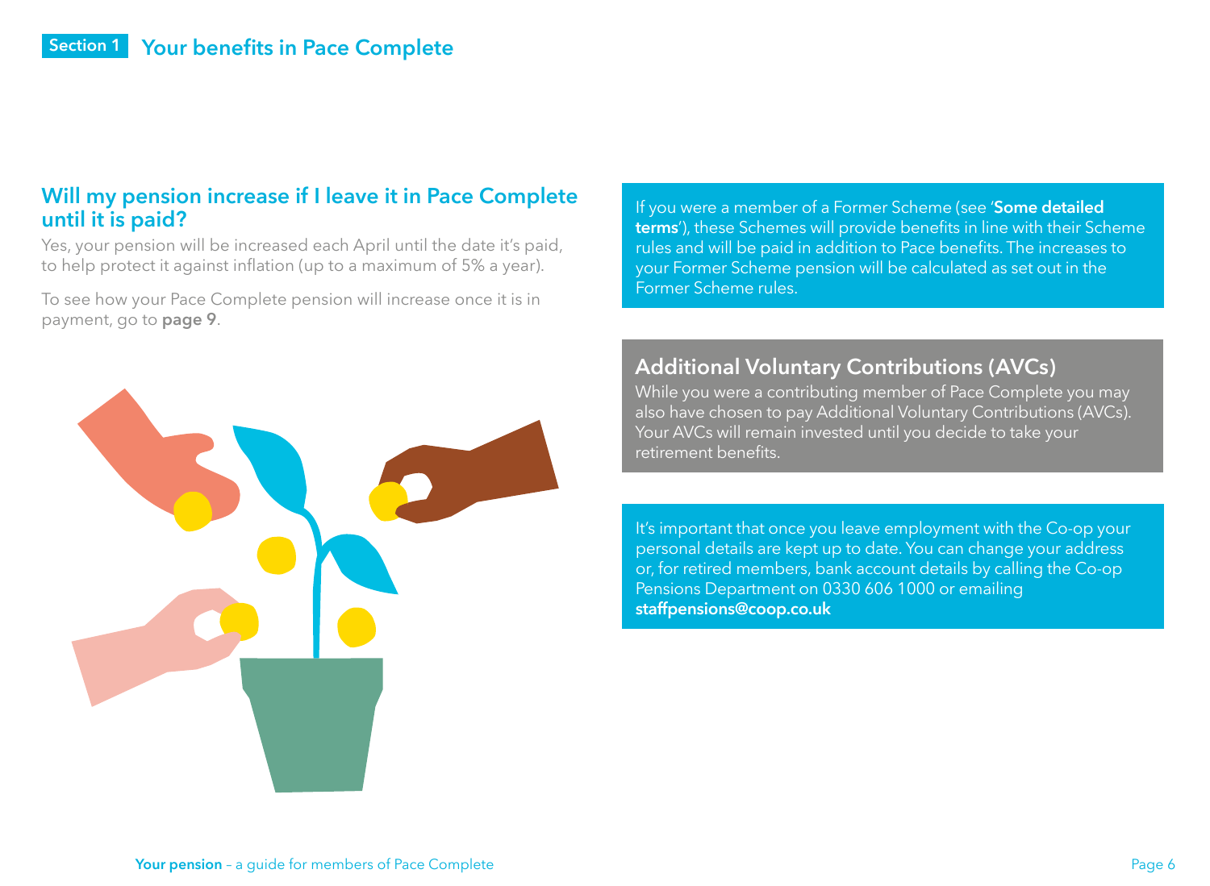## Will my pension increase if I leave it in Pace Complete until it is paid?

Yes, your pension will be increased each April until the date it's paid, to help protect it against inflation (up to a maximum of 5% a year).

To see how your Pace Complete pension will increase once it is in payment, go to **page 9**.

If you were a member of a Former Scheme (see '**Some detailed terms**'), these Schemes will provide benefits in line with their Scheme rules and will be paid in addition to Pace benefits. The increases to your Former Scheme pension will be calculated as set out in the Former Scheme rules.

### Additional Voluntary Contributions (AVCs)

While you were a contributing member of Pace Complete you may also have chosen to pay Additional Voluntary Contributions (AVCs). Your AVCs will remain invested until you decide to take your retirement benefits.

It's important that once you leave employment with the Co-op your personal details are kept up to date. You can change your address or, for retired members, bank account details by calling the Co-op Pensions Department on 0330 606 1000 or emailing **staffpensions@coop.co.uk**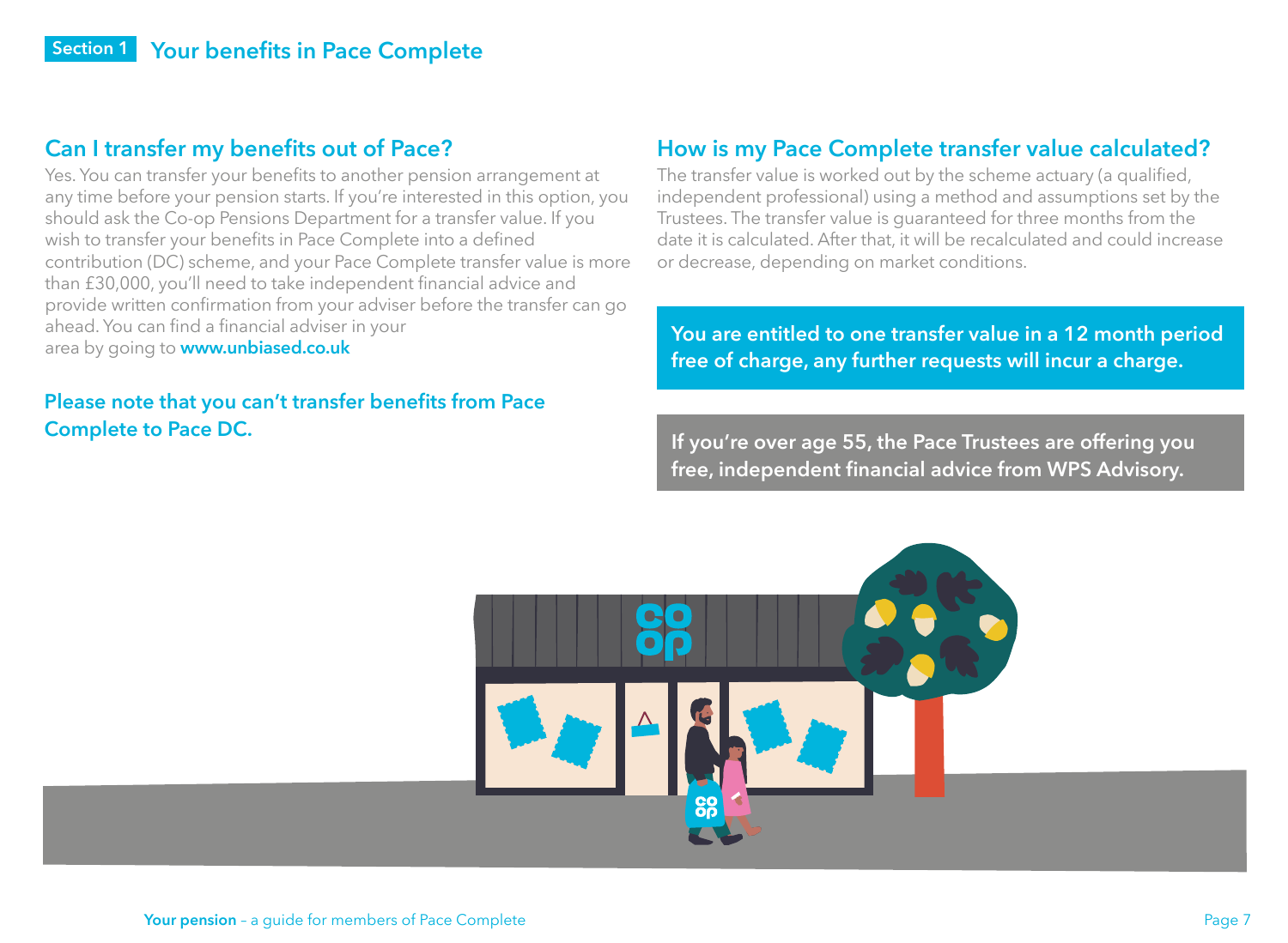## Section 1 Your benefits in Pace Complete

### Can I transfer my benefits out of Pace?

Yes. You can transfer your benefits to another pension arrangement at any time before your pension starts. If you're interested in this option, you should ask the Co-op Pensions Department for a transfer value. If you wish to transfer your benefits in Pace Complete into a defined contribution (DC) scheme, and your Pace Complete transfer value is more than £30,000, you'll need to take independent financial advice and provide written confirmation from your adviser before the transfer can go ahead. You can find a financial adviser in your area by going to **www.unbiased.co.uk**

**Please note that you can't transfer benefits from Pace Complete to Pace DC.**

### How is my Pace Complete transfer value calculated?

The transfer value is worked out by the scheme actuary (a qualified, independent professional) using a method and assumptions set by the Trustees. The transfer value is guaranteed for three months from the date it is calculated. After that, it will be recalculated and could increase or decrease, depending on market conditions.

**You are entitled to one transfer value in a 12 month period free of charge, any further requests will incur a charge.**

**If you're over age 55, the Pace Trustees are offering you free, independent financial advice from WPS Advisory.**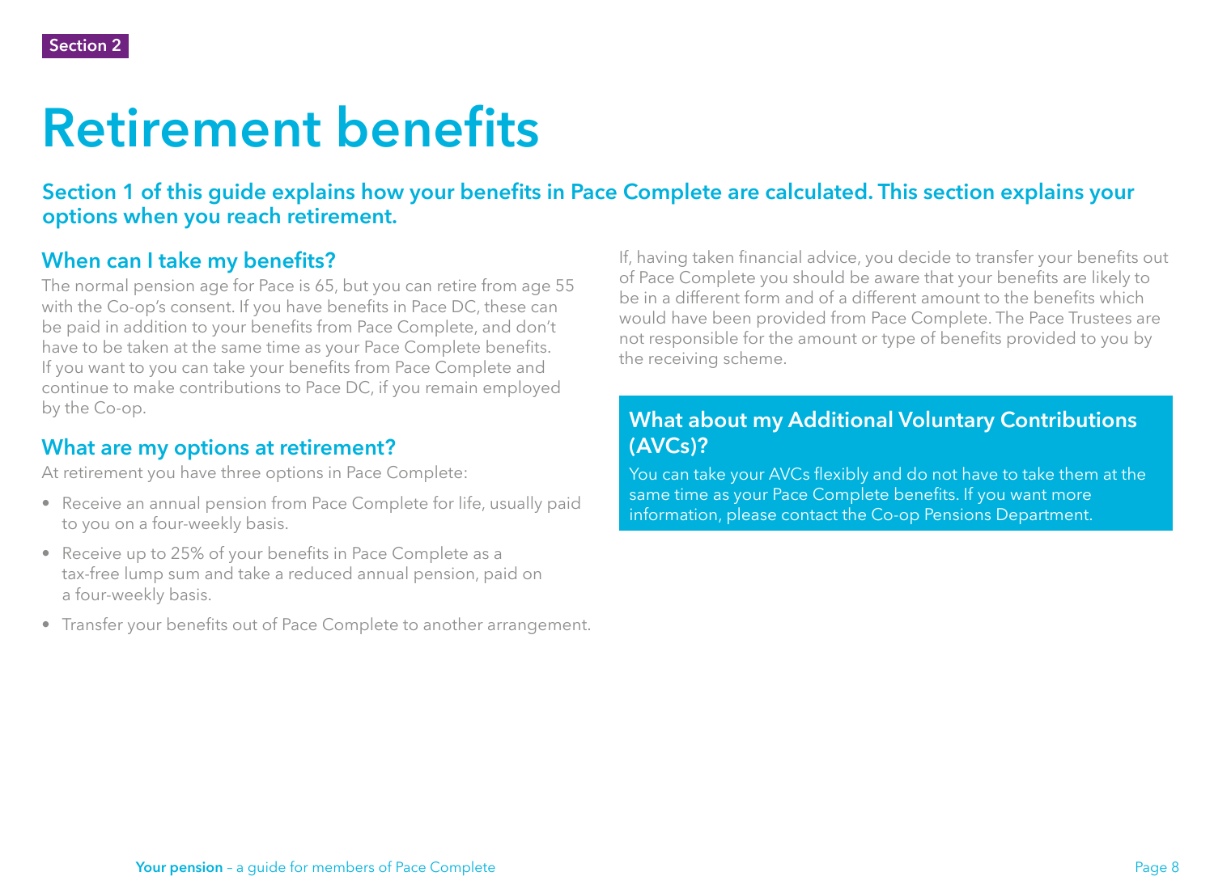Section 2

# Retirement benefits

**Section 1 of this guide explains how your benefits in Pace Complete are calculated. This section explains your options when you reach retirement.**

## When can I take my benefits?

The normal pension age for Pace is 65, but you can retire from age 55 with the Co-op's consent. If you have benefits in Pace DC, these can be paid in addition to your benefits from Pace Complete, and don't have to be taken at the same time as your Pace Complete benefits. If you want to you can take your benefits from Pace Complete and continue to make contributions to Pace DC, if you remain employed by the Co-op.

## What are my options at retirement?

At retirement you have three options in Pace Complete:

- Receive an annual pension from Pace Complete for life, usually paid to you on a four-weekly basis.
- Receive up to 25% of your benefits in Pace Complete as a tax-free lump sum and take a reduced annual pension, paid on a four-weekly basis.
- Transfer your benefits out of Pace Complete to another arrangement.

If, having taken financial advice, you decide to transfer your benefits out of Pace Complete you should be aware that your benefits are likely to be in a different form and of a different amount to the benefits which would have been provided from Pace Complete. The Pace Trustees are not responsible for the amount or type of benefits provided to you by the receiving scheme.

## What about my Additional Voluntary Contributions (AVCs)?

You can take your AVCs flexibly and do not have to take them at the same time as your Pace Complete benefits. If you want more information, please contact the Co-op Pensions Department.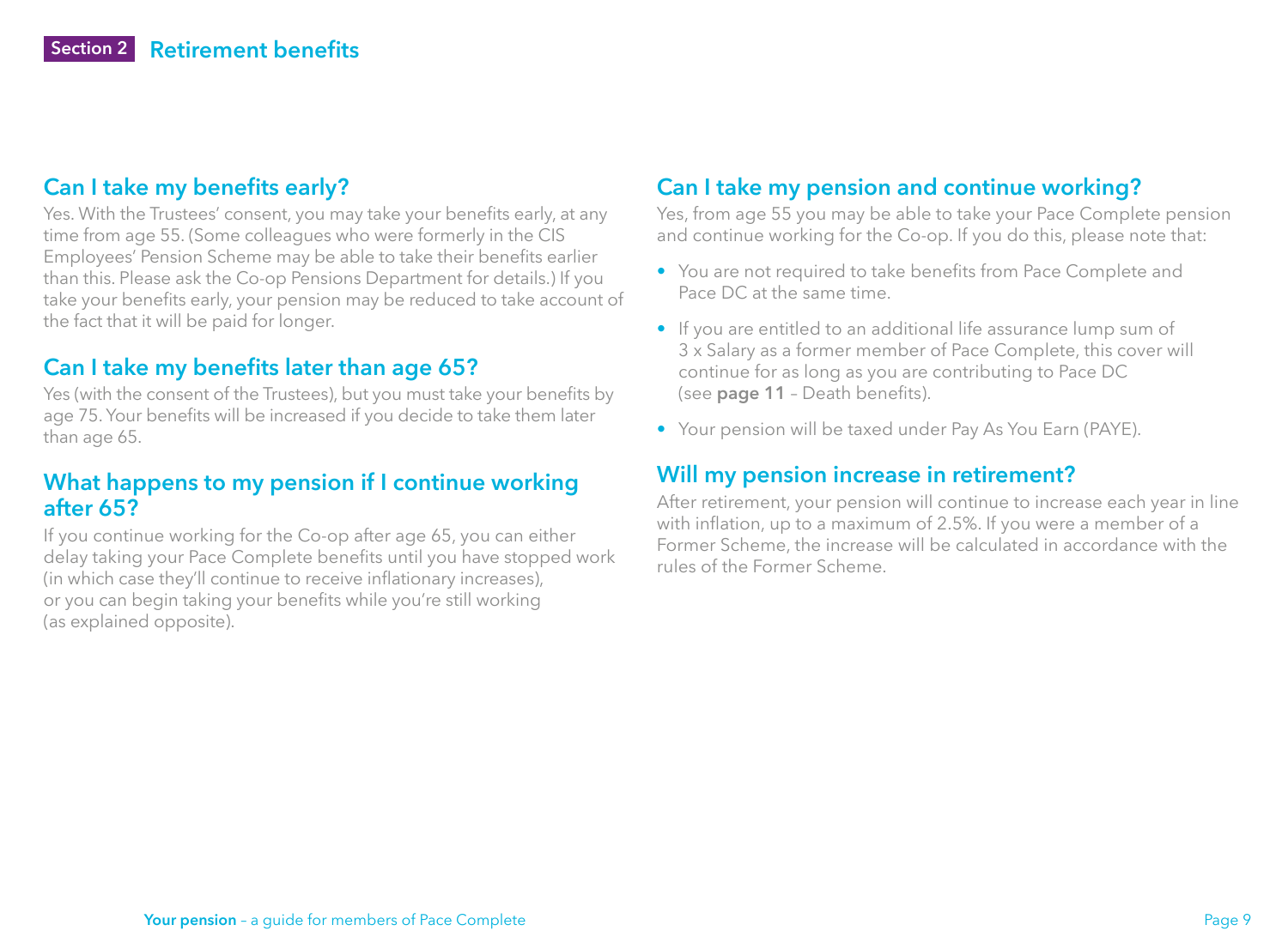## Can I take my benefits early?

Yes. With the Trustees' consent, you may take your benefits early, at any time from age 55. (Some colleagues who were formerly in the CIS Employees' Pension Scheme may be able to take their benefits earlier than this. Please ask the Co-op Pensions Department for details.) If you take your benefits early, your pension may be reduced to take account of the fact that it will be paid for longer.

## Can I take my benefits later than age 65?

Yes (with the consent of the Trustees), but you must take your benefits by age 75. Your benefits will be increased if you decide to take them later than age 65.

## What happens to my pension if I continue working after 65?

If you continue working for the Co-op after age 65, you can either delay taking your Pace Complete benefits until you have stopped work (in which case they'll continue to receive inflationary increases), or you can begin taking your benefits while you're still working (as explained opposite).

## Can I take my pension and continue working?

Yes, from age 55 you may be able to take your Pace Complete pension and continue working for the Co-op. If you do this, please note that:

- You are not required to take benefits from Pace Complete and Pace DC at the same time.
- If you are entitled to an additional life assurance lump sum of 3 x Salary as a former member of Pace Complete, this cover will continue for as long as you are contributing to Pace DC (see **page 11** – Death benefits).
- Your pension will be taxed under Pay As You Earn (PAYE).

## Will my pension increase in retirement?

After retirement, your pension will continue to increase each year in line with inflation, up to a maximum of 2.5%. If you were a member of a Former Scheme, the increase will be calculated in accordance with the rules of the Former Scheme.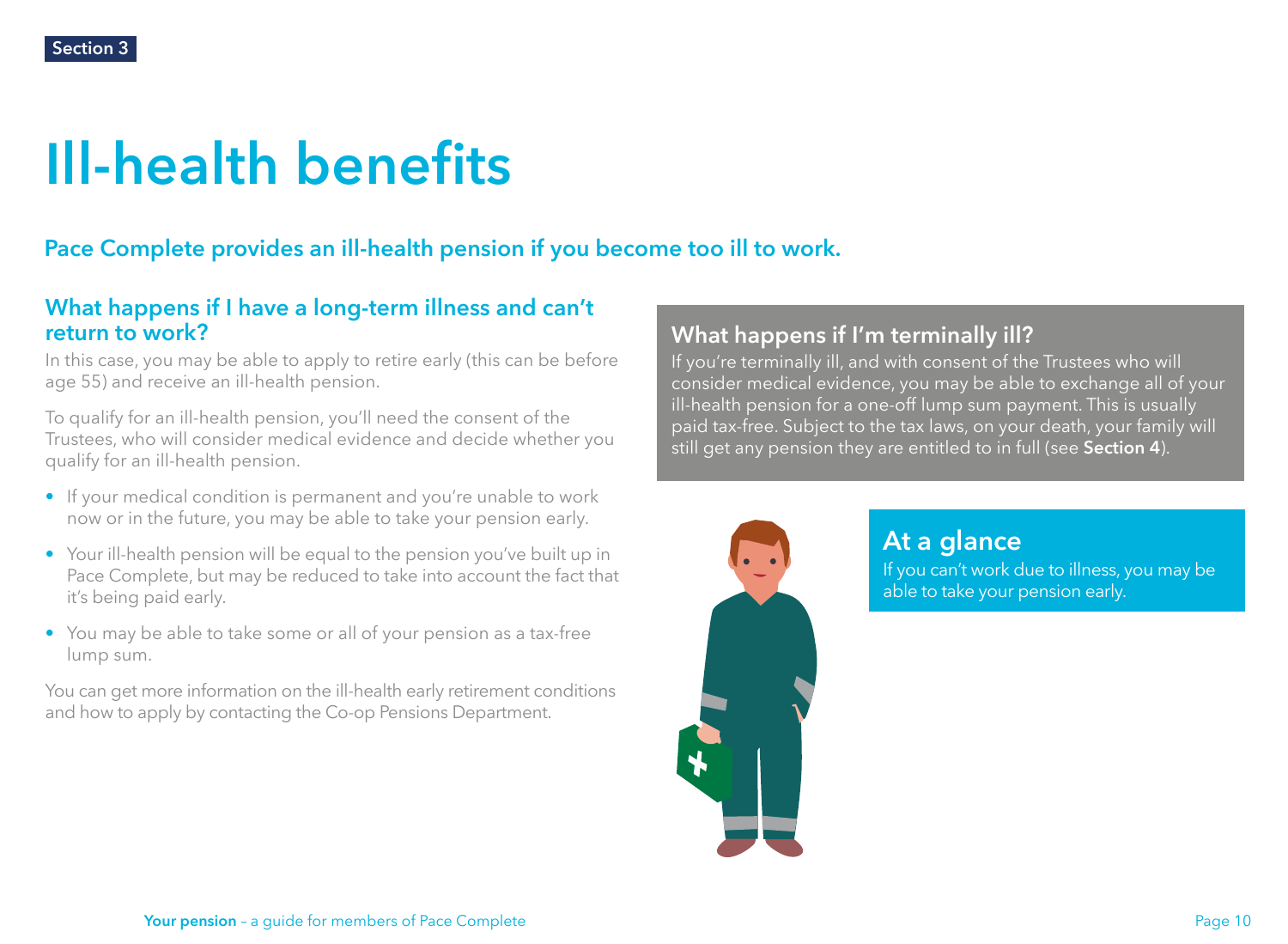Section 3

# Ill-health benefits

## Pace Complete provides an ill-health pension if you become too ill to work.

### What happens if I have a long-term illness and can't return to work?

In this case, you may be able to apply to retire early (this can be before age 55) and receive an ill-health pension.

To qualify for an ill-health pension, you'll need the consent of the Trustees, who will consider medical evidence and decide whether you qualify for an ill-health pension.

- If your medical condition is permanent and you're unable to work now or in the future, you may be able to take your pension early.
- Your ill-health pension will be equal to the pension you've built up in Pace Complete, but may be reduced to take into account the fact that it's being paid early.
- You may be able to take some or all of your pension as a tax-free lump sum.

You can get more information on the ill-health early retirement conditions and how to apply by contacting the Co-op Pensions Department.

### What happens if I'm terminally ill?

If you're terminally ill, and with consent of the Trustees who will consider medical evidence, you may be able to exchange all of your ill-health pension for a one-off lump sum payment. This is usually paid tax-free. Subject to the tax laws, on your death, your family will still get any pension they are entitled to in full (see **Section 4**).

### At a glance

If you can't work due to illness, you may be able to take your pension early.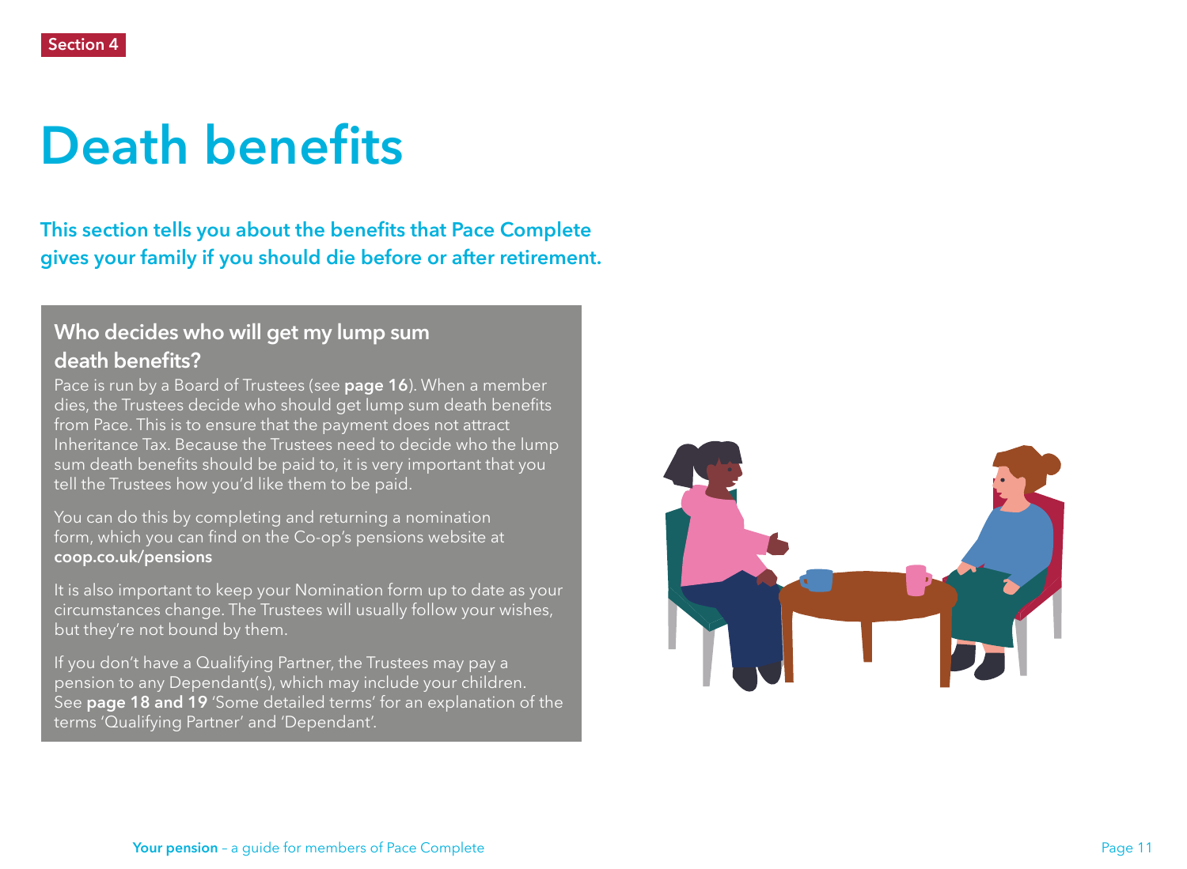Section 4

# Death benefits

**This section tells you about the benefits that Pace Complete gives your family if you should die before or after retirement.**

### Who decides who will get my lump sum death benefits?

Pace is run by a Board of Trustees (see **page 16**). When a member dies, the Trustees decide who should get lump sum death benefits from Pace. This is to ensure that the payment does not attract Inheritance Tax. Because the Trustees need to decide who the lump sum death benefits should be paid to, it is very important that you tell the Trustees how you'd like them to be paid.

You can do this by completing and returning a nomination form, which you can find on the Co-op's pensions website at **coop.co.uk/pensions**

It is also important to keep your Nomination form up to date as your circumstances change. The Trustees will usually follow your wishes, but they're not bound by them.

If you don't have a Qualifying Partner, the Trustees may pay a pension to any Dependant(s), which may include your children. See **page 18 and 19** 'Some detailed terms' for an explanation of the terms 'Qualifying Partner' and 'Dependant'.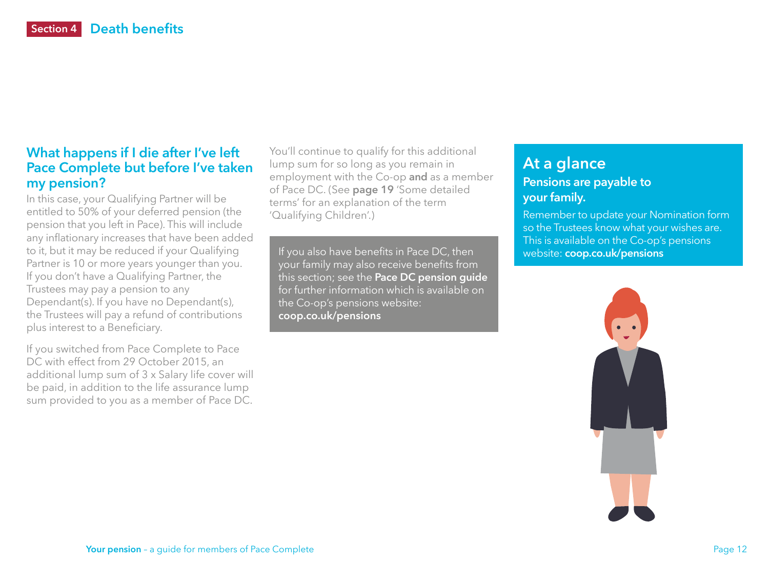# Section 4 Death benefits

## What happens if I die after I've left Pace Complete but before I've taken my pension?

In this case, your Qualifying Partner will be entitled to 50% of your deferred pension (the pension that you left in Pace). This will include any inflationary increases that have been added to it, but it may be reduced if your Qualifying Partner is 10 or more years younger than you. If you don't have a Qualifying Partner, the Trustees may pay a pension to any Dependant(s). If you have no Dependant(s), the Trustees will pay a refund of contributions plus interest to a Beneficiary.

If you switched from Pace Complete to Pace DC with effect from 29 October 2015, an additional lump sum of 3 x Salary life cover will be paid, in addition to the life assurance lump sum provided to you as a member of Pace DC.

You'll continue to qualify for this additional lump sum for so long as you remain in employment with the Co-op **and** as a member of Pace DC. (See **page 19** 'Some detailed terms' for an explanation of the term 'Qualifying Children'.)

If you also have benefits in Pace DC, then your family may also receive benefits from this section; see the **Pace DC pension guide** for further information which is available on the Co-op's pensions website: **coop.co.uk/pensions**

## At a glance

### Pensions are payable to your family.

Remember to update your Nomination form so the Trustees know what your wishes are. This is available on the Co-op's pensions website: **coop.co.uk/pensions**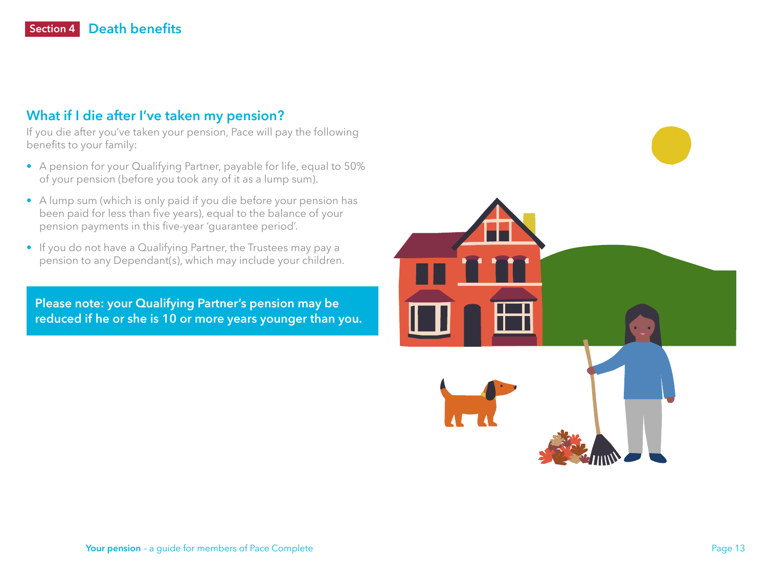## Section 4 Death benefits

### What if I die after I've taken my pension?

If you die after you've taken your pension, Pace will pay the following benefits to your family:

- A pension for your Qualifying Partner, payable for life, equal to 50% of your pension (before you took any of it as a lump sum).
- A lump sum (which is only paid if you die before your pension has been paid for less than five years), equal to the balance of your pension payments in this five-year 'guarantee period'.
- If you do not have a Qualifying Partner, the Trustees may pay a pension to any Dependant(s), which may include your children.

**Please note: your Qualifying Partner's pension may be reduced if he or she is 10 or more years younger than you.**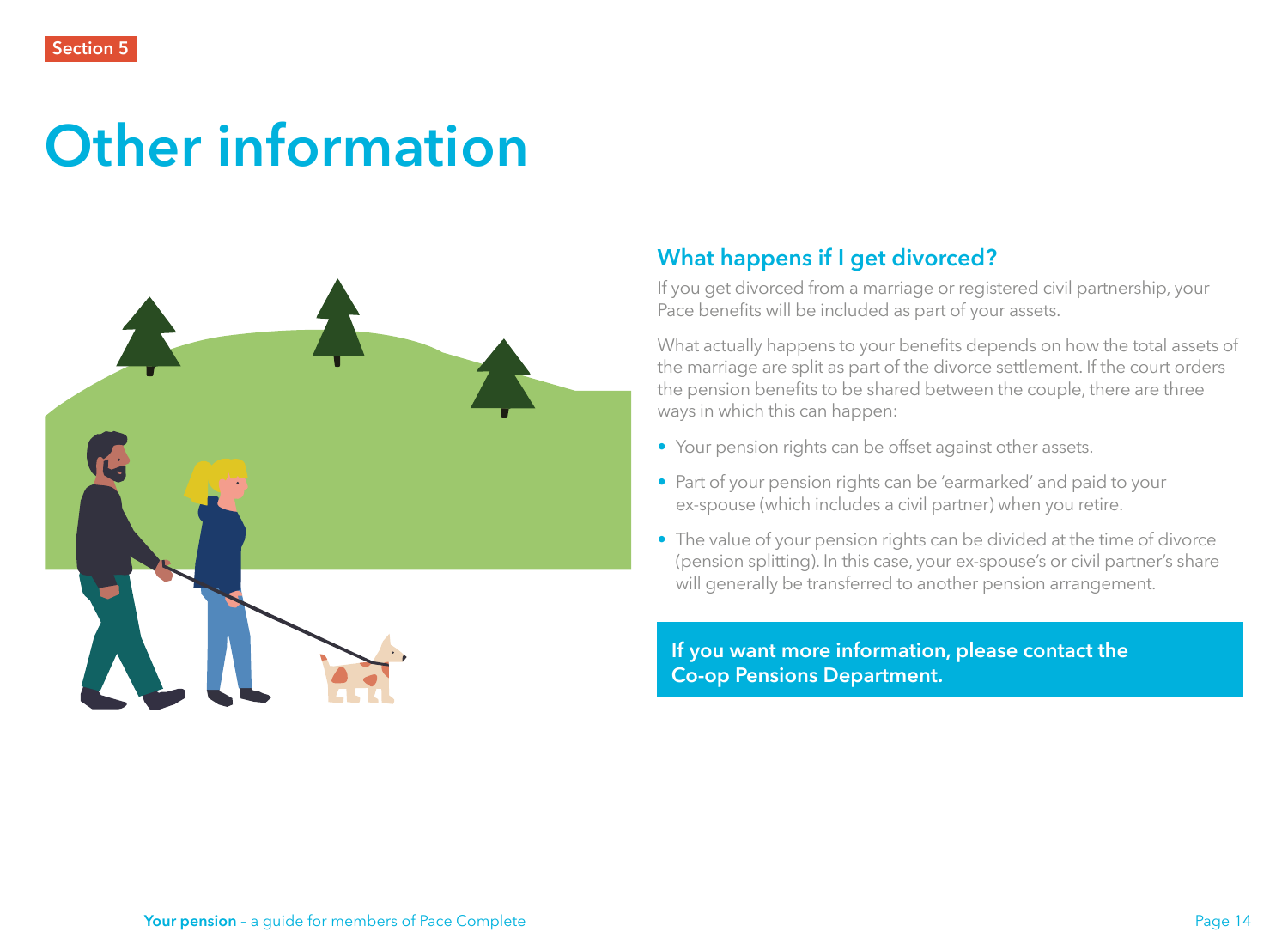Section 5

# Other information

## What happens if I get divorced?

If you get divorced from a marriage or registered civil partnership, your Pace benefits will be included as part of your assets.

What actually happens to your benefits depends on how the total assets of the marriage are split as part of the divorce settlement. If the court orders the pension benefits to be shared between the couple, there are three ways in which this can happen:

- Your pension rights can be offset against other assets.
- Part of your pension rights can be 'earmarked' and paid to your ex-spouse (which includes a civil partner) when you retire.
- The value of your pension rights can be divided at the time of divorce (pension splitting). In this case, your ex-spouse's or civil partner's share will generally be transferred to another pension arrangement.

**If you want more information, please contact the Co-op Pensions Department.**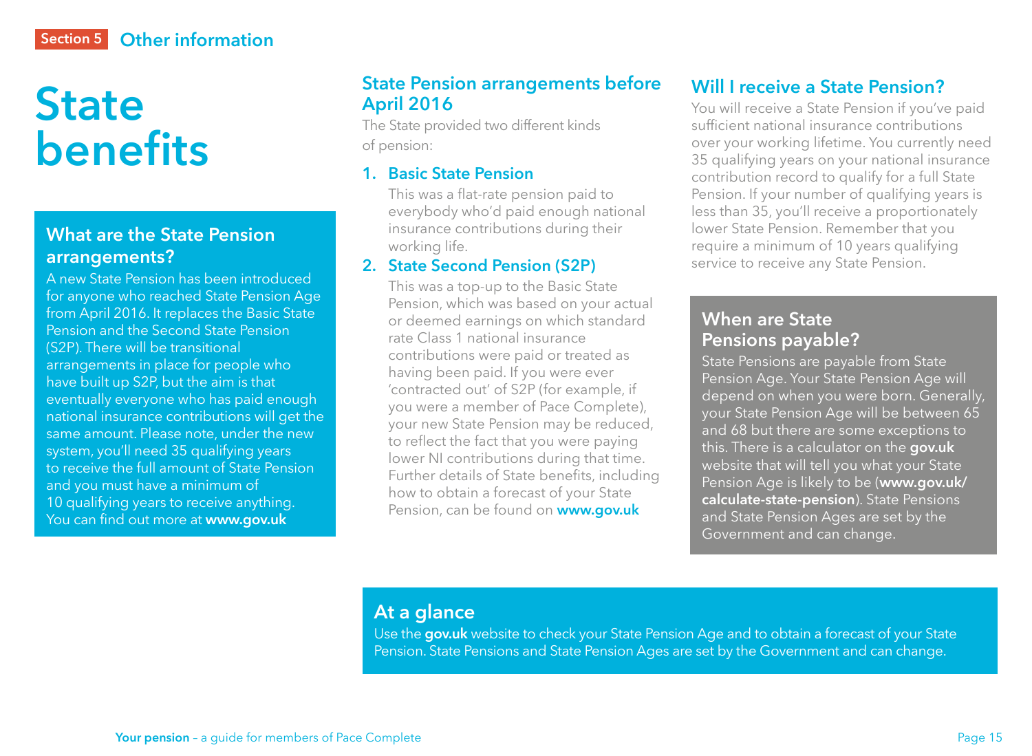Section 5 Other information

# State benefits

## What are the State Pension arrangements?

A new State Pension has been introduced for anyone who reached State Pension Age from April 2016. It replaces the Basic State Pension and the Second State Pension (S2P). There will be transitional arrangements in place for people who have built up S2P, but the aim is that eventually everyone who has paid enough national insurance contributions will get the same amount. Please note, under the new system, you'll need 35 qualifying years to receive the full amount of State Pension and you must have a minimum of 10 qualifying years to receive anything. You can find out more at **www.gov.uk**

## State Pension arrangements before April 2016

The State provided two different kinds of pension:

1. **Basic State Pension**

   This was a flat-rate pension paid to everybody who'd paid enough national insurance contributions during their working life.

2. **State Second Pension (S2P)**

   This was a top-up to the Basic State Pension, which was based on your actual or deemed earnings on which standard rate Class 1 national insurance contributions were paid or treated as having been paid. If you were ever 'contracted out' of S2P (for example, if you were a member of Pace Complete), your new State Pension may be reduced, to reflect the fact that you were paying lower NI contributions during that time. Further details of State benefits, including how to obtain a forecast of your State Pension, can be found on **www.gov.uk**

## Will I receive a State Pension?

You will receive a State Pension if you've paid sufficient national insurance contributions over your working lifetime. You currently need 35 qualifying years on your national insurance contribution record to qualify for a full State Pension. If your number of qualifying years is less than 35, you'll receive a proportionately lower State Pension. Remember that you require a minimum of 10 years qualifying service to receive any State Pension.

## When are State Pensions payable?

State Pensions are payable from State Pension Age. Your State Pension Age will depend on when you were born. Generally, your State Pension Age will be between 65 and 68 but there are some exceptions to this. There is a calculator on the **gov.uk** website that will tell you what your State Pension Age is likely to be (**www.gov.uk/calculate-state-pension**). State Pensions and State Pension Ages are set by the Government and can change.

## At a glance

Use the **gov.uk** website to check your State Pension Age and to obtain a forecast of your State Pension. State Pensions and State Pension Ages are set by the Government and can change.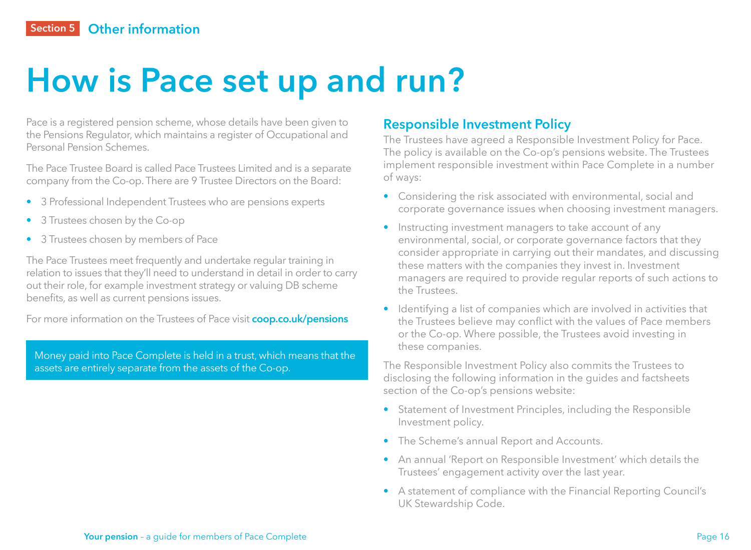Section 5 **Other information**

# How is Pace set up and run?

Pace is a registered pension scheme, whose details have been given to the Pensions Regulator, which maintains a register of Occupational and Personal Pension Schemes.

The Pace Trustee Board is called Pace Trustees Limited and is a separate company from the Co-op. There are 9 Trustee Directors on the Board:

- 3 Professional Independent Trustees who are pensions experts
- 3 Trustees chosen by the Co-op
- 3 Trustees chosen by members of Pace

The Pace Trustees meet frequently and undertake regular training in relation to issues that they'll need to understand in detail in order to carry out their role, for example investment strategy or valuing DB scheme benefits, as well as current pensions issues.

For more information on the Trustees of Pace visit **coop.co.uk/pensions**

Money paid into Pace Complete is held in a trust, which means that the assets are entirely separate from the assets of the Co-op.

## Responsible Investment Policy

The Trustees have agreed a Responsible Investment Policy for Pace. The policy is available on the Co-op's pensions website. The Trustees implement responsible investment within Pace Complete in a number of ways:

- Considering the risk associated with environmental, social and corporate governance issues when choosing investment managers.
- Instructing investment managers to take account of any environmental, social, or corporate governance factors that they consider appropriate in carrying out their mandates, and discussing these matters with the companies they invest in. Investment managers are required to provide regular reports of such actions to the Trustees.
- Identifying a list of companies which are involved in activities that the Trustees believe may conflict with the values of Pace members or the Co-op. Where possible, the Trustees avoid investing in these companies.

The Responsible Investment Policy also commits the Trustees to disclosing the following information in the guides and factsheets section of the Co-op's pensions website:

- Statement of Investment Principles, including the Responsible Investment policy.
- The Scheme's annual Report and Accounts.
- An annual 'Report on Responsible Investment' which details the Trustees' engagement activity over the last year.
- A statement of compliance with the Financial Reporting Council's UK Stewardship Code.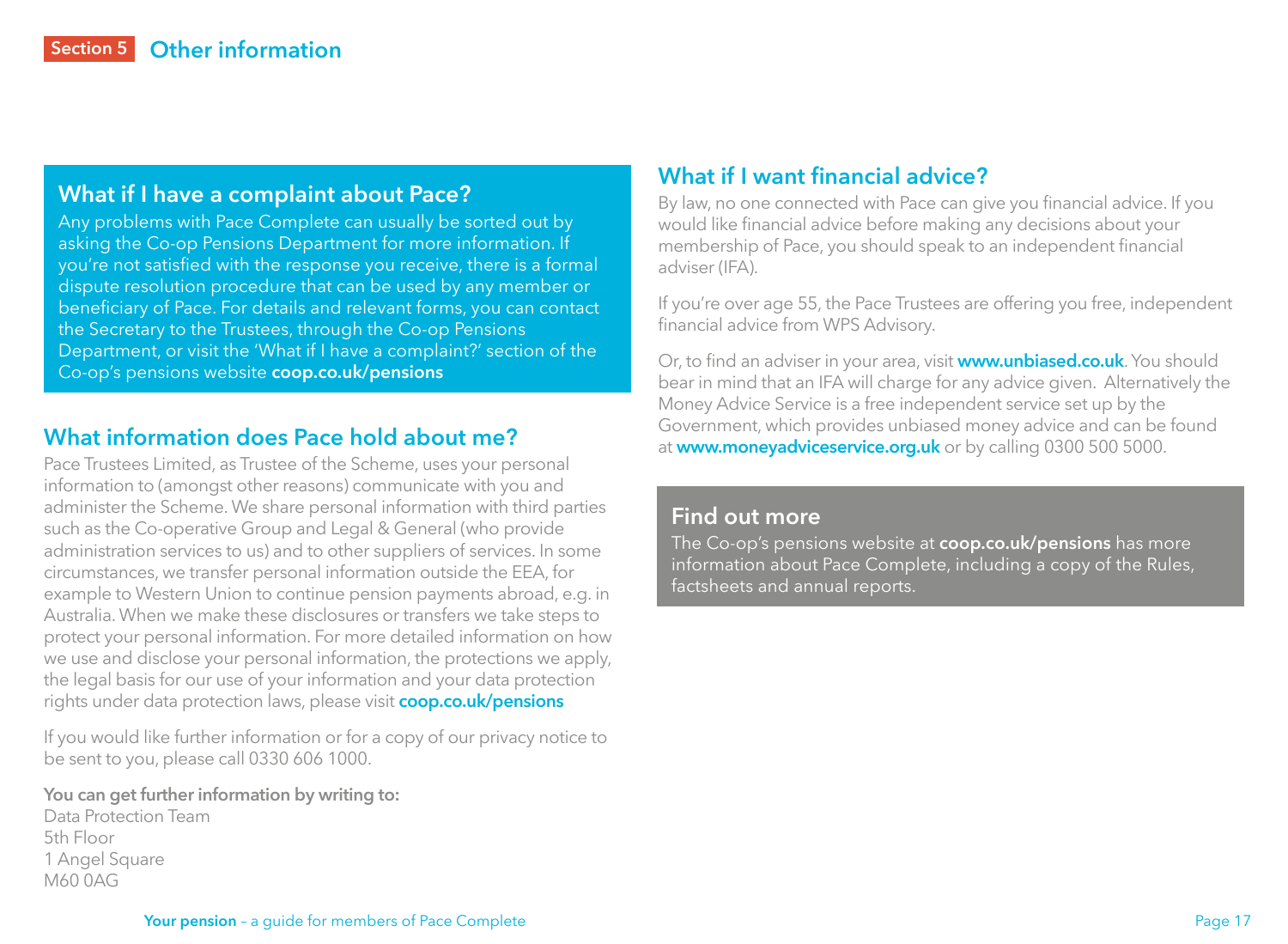## Section 5 Other information

### What if I have a complaint about Pace?

Any problems with Pace Complete can usually be sorted out by asking the Co-op Pensions Department for more information. If you're not satisfied with the response you receive, there is a formal dispute resolution procedure that can be used by any member or beneficiary of Pace. For details and relevant forms, you can contact the Secretary to the Trustees, through the Co-op Pensions Department, or visit the 'What if I have a complaint?' section of the Co-op's pensions website **coop.co.uk/pensions**

### What information does Pace hold about me?

Pace Trustees Limited, as Trustee of the Scheme, uses your personal information to (amongst other reasons) communicate with you and administer the Scheme. We share personal information with third parties such as the Co-operative Group and Legal & General (who provide administration services to us) and to other suppliers of services. In some circumstances, we transfer personal information outside the EEA, for example to Western Union to continue pension payments abroad, e.g. in Australia. When we make these disclosures or transfers we take steps to protect your personal information. For more detailed information on how we use and disclose your personal information, the protections we apply, the legal basis for our use of your information and your data protection rights under data protection laws, please visit **coop.co.uk/pensions**

If you would like further information or for a copy of our privacy notice to be sent to you, please call 0330 606 1000.

**You can get further information by writing to:**
Data Protection Team
5th Floor
1 Angel Square
M60 0AG

### What if I want financial advice?

By law, no one connected with Pace can give you financial advice. If you would like financial advice before making any decisions about your membership of Pace, you should speak to an independent financial adviser (IFA).

If you're over age 55, the Pace Trustees are offering you free, independent financial advice from WPS Advisory.

Or, to find an adviser in your area, visit **www.unbiased.co.uk**. You should bear in mind that an IFA will charge for any advice given. Alternatively the Money Advice Service is a free independent service set up by the Government, which provides unbiased money advice and can be found at **www.moneyadviceservice.org.uk** or by calling 0300 500 5000.

### Find out more

The Co-op's pensions website at **coop.co.uk/pensions** has more information about Pace Complete, including a copy of the Rules, factsheets and annual reports.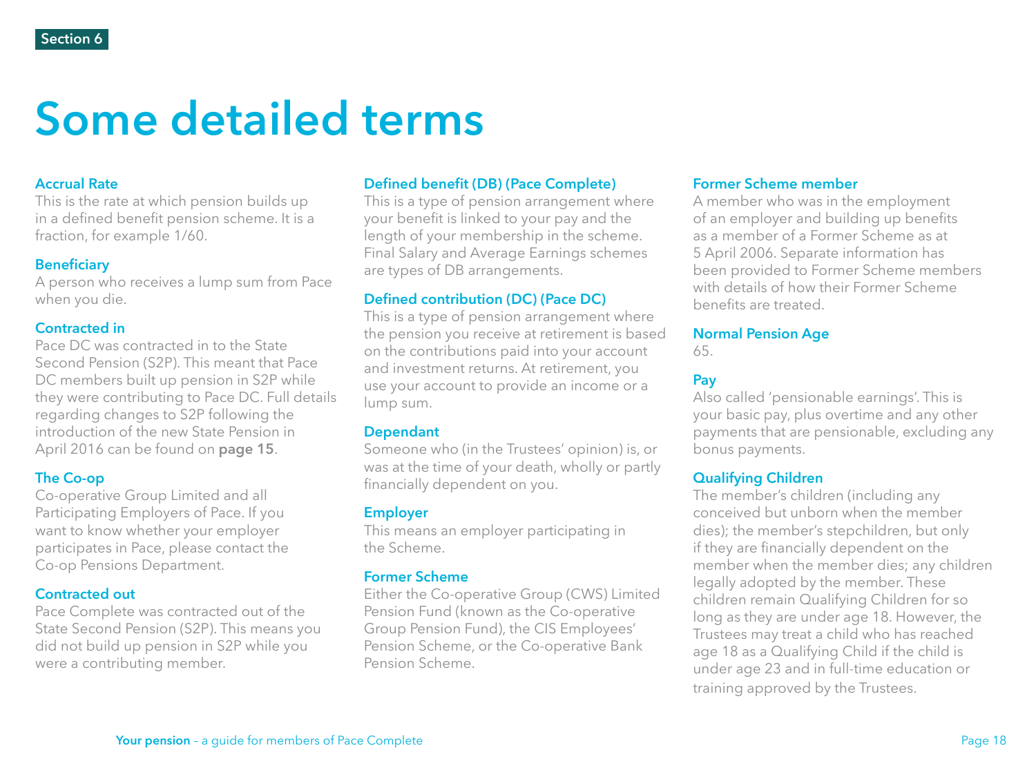Section 6

# Some detailed terms

### Accrual Rate

This is the rate at which pension builds up in a defined benefit pension scheme. It is a fraction, for example 1/60.

### Beneficiary

A person who receives a lump sum from Pace when you die.

### Contracted in

Pace DC was contracted in to the State Second Pension (S2P). This meant that Pace DC members built up pension in S2P while they were contributing to Pace DC. Full details regarding changes to S2P following the introduction of the new State Pension in April 2016 can be found on **page 15**.

### The Co-op

Co-operative Group Limited and all Participating Employers of Pace. If you want to know whether your employer participates in Pace, please contact the Co-op Pensions Department.

### Contracted out

Pace Complete was contracted out of the State Second Pension (S2P). This means you did not build up pension in S2P while you were a contributing member.

### Defined benefit (DB) (Pace Complete)

This is a type of pension arrangement where your benefit is linked to your pay and the length of your membership in the scheme. Final Salary and Average Earnings schemes are types of DB arrangements.

### Defined contribution (DC) (Pace DC)

This is a type of pension arrangement where the pension you receive at retirement is based on the contributions paid into your account and investment returns. At retirement, you use your account to provide an income or a lump sum.

### Dependant

Someone who (in the Trustees' opinion) is, or was at the time of your death, wholly or partly financially dependent on you.

### Employer

This means an employer participating in the Scheme.

### Former Scheme

Either the Co-operative Group (CWS) Limited Pension Fund (known as the Co-operative Group Pension Fund), the CIS Employees' Pension Scheme, or the Co-operative Bank Pension Scheme.

### Former Scheme member

A member who was in the employment of an employer and building up benefits as a member of a Former Scheme as at 5 April 2006. Separate information has been provided to Former Scheme members with details of how their Former Scheme benefits are treated.

### Normal Pension Age

65.

### Pay

Also called 'pensionable earnings'. This is your basic pay, plus overtime and any other payments that are pensionable, excluding any bonus payments.

### Qualifying Children

The member's children (including any conceived but unborn when the member dies); the member's stepchildren, but only if they are financially dependent on the member when the member dies; any children legally adopted by the member. These children remain Qualifying Children for so long as they are under age 18. However, the Trustees may treat a child who has reached age 18 as a Qualifying Child if the child is under age 23 and in full-time education or training approved by the Trustees.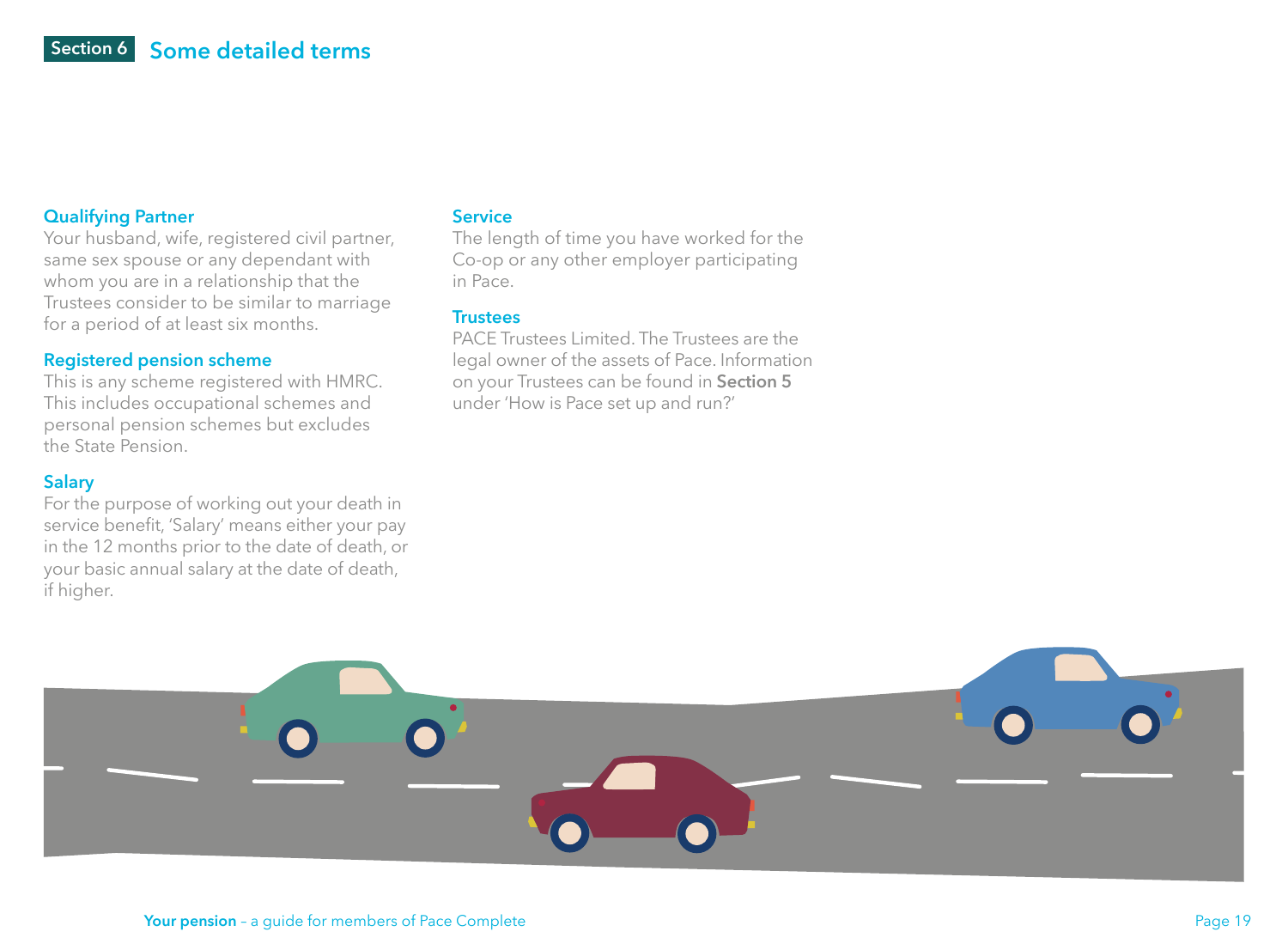## Section 6 Some detailed terms

### Qualifying Partner

Your husband, wife, registered civil partner, same sex spouse or any dependant with whom you are in a relationship that the Trustees consider to be similar to marriage for a period of at least six months.

### Registered pension scheme

This is any scheme registered with HMRC. This includes occupational schemes and personal pension schemes but excludes the State Pension.

### Salary

For the purpose of working out your death in service benefit, 'Salary' means either your pay in the 12 months prior to the date of death, or your basic annual salary at the date of death, if higher.

### Service

The length of time you have worked for the Co-op or any other employer participating in Pace.

### Trustees

PACE Trustees Limited. The Trustees are the legal owner of the assets of Pace. Information on your Trustees can be found in **Section 5** under 'How is Pace set up and run?'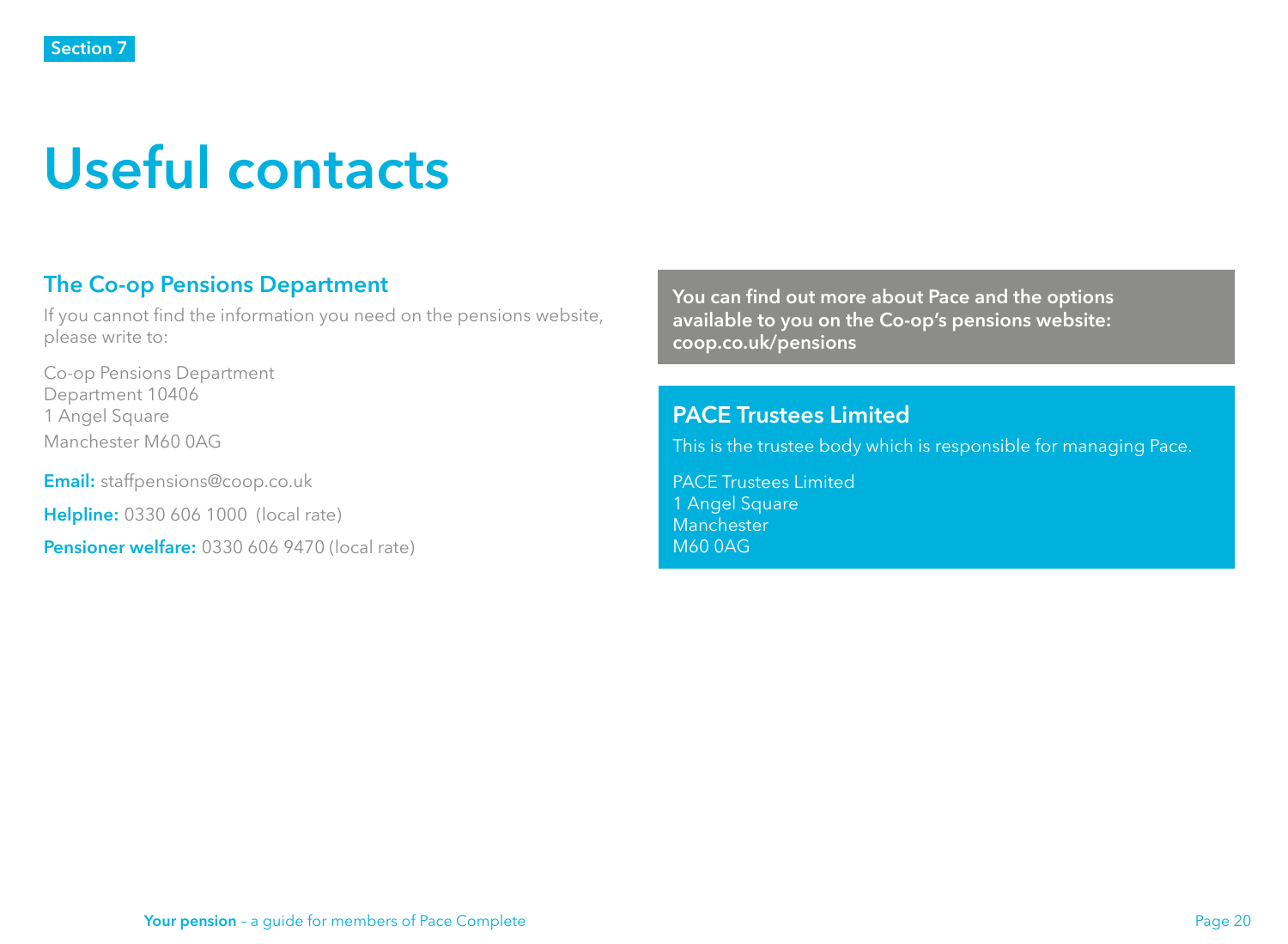Section 7

# Useful contacts

## The Co-op Pensions Department

If you cannot find the information you need on the pensions website, please write to:

Co-op Pensions Department
Department 10406
1 Angel Square
Manchester M60 0AG

**Email:** staffpensions@coop.co.uk

**Helpline:** 0330 606 1000 (local rate)

**Pensioner welfare:** 0330 606 9470 (local rate)

**You can find out more about Pace and the options available to you on the Co-op's pensions website: coop.co.uk/pensions**

## PACE Trustees Limited

This is the trustee body which is responsible for managing Pace.

PACE Trustees Limited
1 Angel Square
Manchester
M60 0AG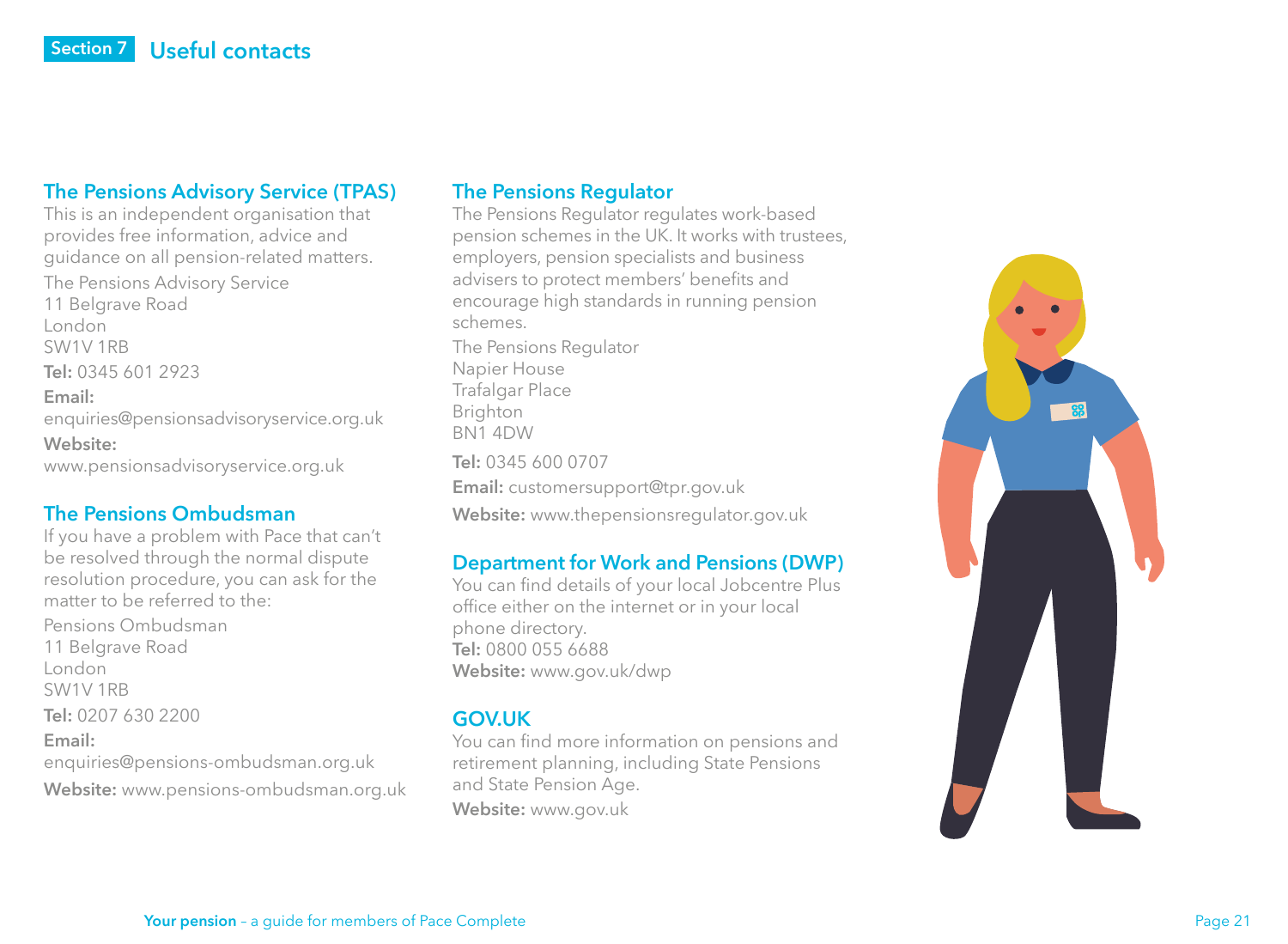## Section 7 Useful contacts

### The Pensions Advisory Service (TPAS)

This is an independent organisation that provides free information, advice and guidance on all pension-related matters.

The Pensions Advisory Service
11 Belgrave Road
London
SW1V 1RB

**Tel:** 0345 601 2923

**Email:**
enquiries@pensionsadvisoryservice.org.uk

**Website:**
www.pensionsadvisoryservice.org.uk

### The Pensions Ombudsman

If you have a problem with Pace that can't be resolved through the normal dispute resolution procedure, you can ask for the matter to be referred to the:

Pensions Ombudsman
11 Belgrave Road
London
SW1V 1RB

**Tel:** 0207 630 2200

**Email:**
enquiries@pensions-ombudsman.org.uk

**Website:** www.pensions-ombudsman.org.uk

### The Pensions Regulator

The Pensions Regulator regulates work-based pension schemes in the UK. It works with trustees, employers, pension specialists and business advisers to protect members' benefits and encourage high standards in running pension schemes.

The Pensions Regulator
Napier House
Trafalgar Place
Brighton
BN1 4DW

**Tel:** 0345 600 0707

**Email:** customersupport@tpr.gov.uk

**Website:** www.thepensionsregulator.gov.uk

### Department for Work and Pensions (DWP)

You can find details of your local Jobcentre Plus office either on the internet or in your local phone directory.
**Tel:** 0800 055 6688
**Website:** www.gov.uk/dwp

### GOV.UK

You can find more information on pensions and retirement planning, including State Pensions and State Pension Age.
**Website:** www.gov.uk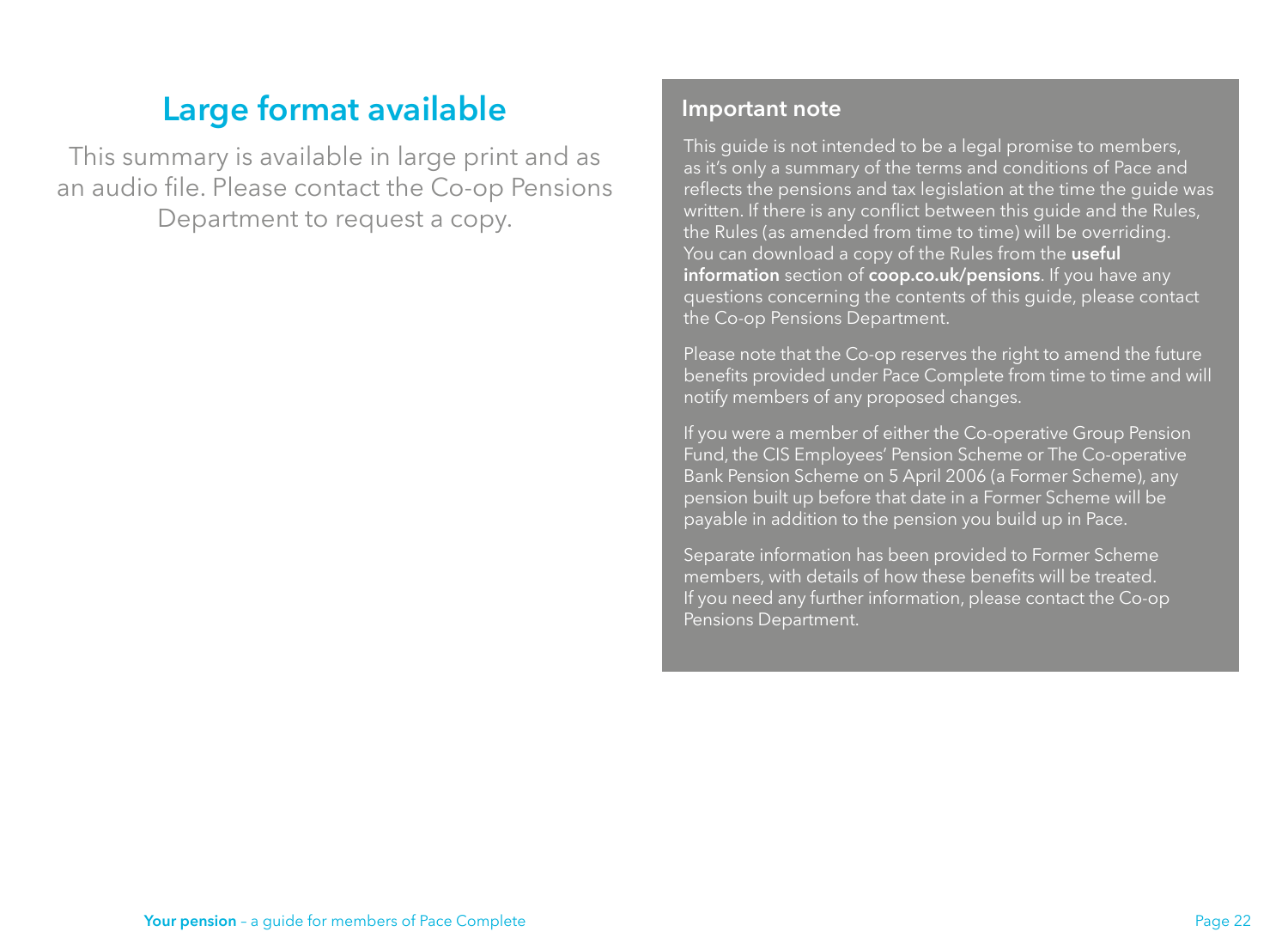## Large format available

This summary is available in large print and as an audio file. Please contact the Co-op Pensions Department to request a copy.

### Important note

This guide is not intended to be a legal promise to members, as it's only a summary of the terms and conditions of Pace and reflects the pensions and tax legislation at the time the guide was written. If there is any conflict between this guide and the Rules, the Rules (as amended from time to time) will be overriding. You can download a copy of the Rules from the **useful information** section of **coop.co.uk/pensions**. If you have any questions concerning the contents of this guide, please contact the Co-op Pensions Department.

Please note that the Co-op reserves the right to amend the future benefits provided under Pace Complete from time to time and will notify members of any proposed changes.

If you were a member of either the Co-operative Group Pension Fund, the CIS Employees' Pension Scheme or The Co-operative Bank Pension Scheme on 5 April 2006 (a Former Scheme), any pension built up before that date in a Former Scheme will be payable in addition to the pension you build up in Pace.

Separate information has been provided to Former Scheme members, with details of how these benefits will be treated. If you need any further information, please contact the Co-op Pensions Department.